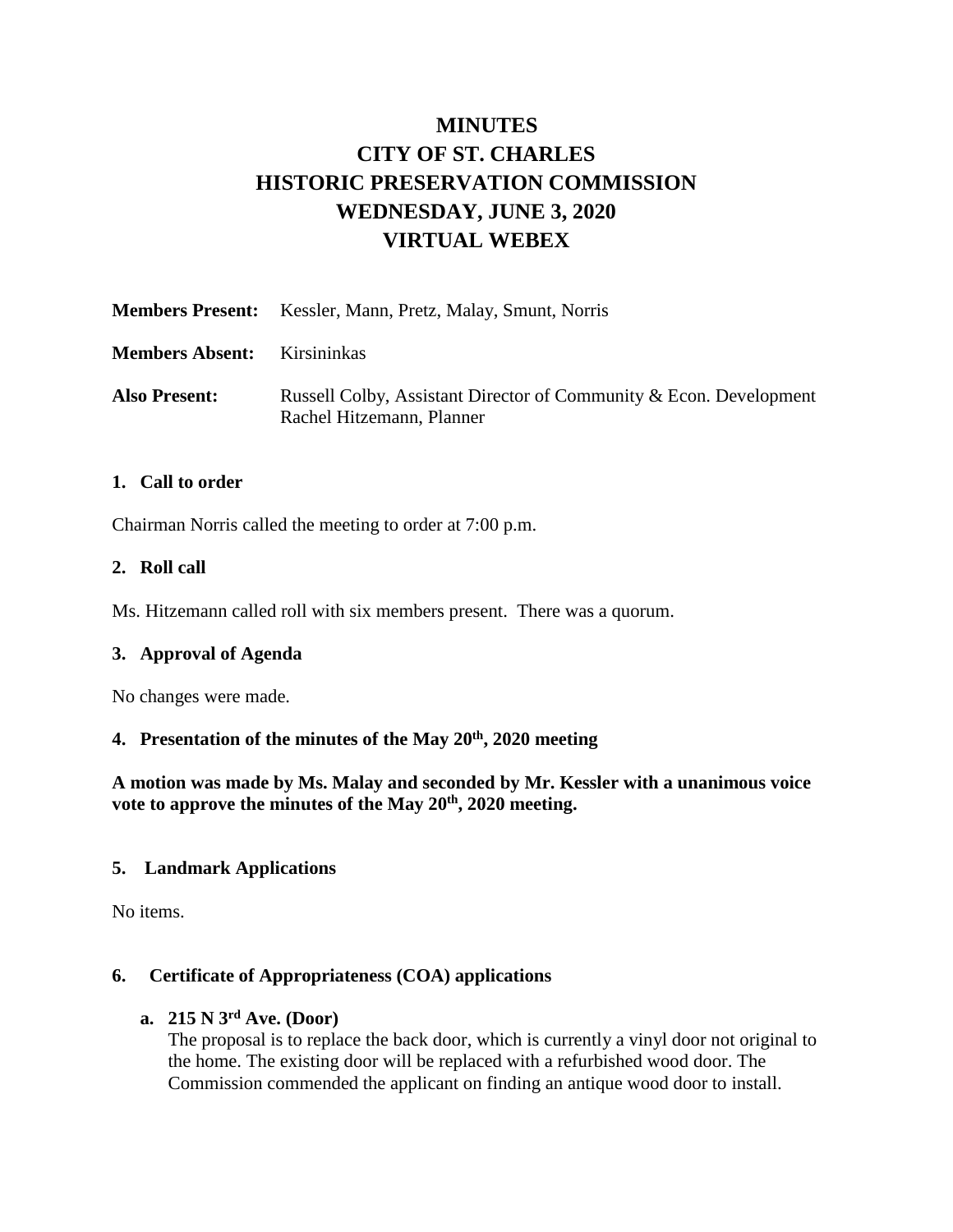# MINUTES
# CITY OF ST. CHARLES
# HISTORIC PRESERVATION COMMISSION
# WEDNESDAY, JUNE 3, 2020
# VIRTUAL WEBEX

**Members Present:** Kessler, Mann, Pretz, Malay, Smunt, Norris

**Members Absent:** Kirsininkas

**Also Present:** Russell Colby, Assistant Director of Community & Econ. Development
Rachel Hitzemann, Planner

### 1. Call to order

Chairman Norris called the meeting to order at 7:00 p.m.

### 2. Roll call

Ms. Hitzemann called roll with six members present. There was a quorum.

### 3. Approval of Agenda

No changes were made.

### 4. Presentation of the minutes of the May 20th, 2020 meeting

**A motion was made by Ms. Malay and seconded by Mr. Kessler with a unanimous voice vote to approve the minutes of the May 20th, 2020 meeting.**

### 5. Landmark Applications

No items.

### 6. Certificate of Appropriateness (COA) applications

**a. 215 N 3rd Ave. (Door)**

The proposal is to replace the back door, which is currently a vinyl door not original to the home. The existing door will be replaced with a refurbished wood door. The Commission commended the applicant on finding an antique wood door to install.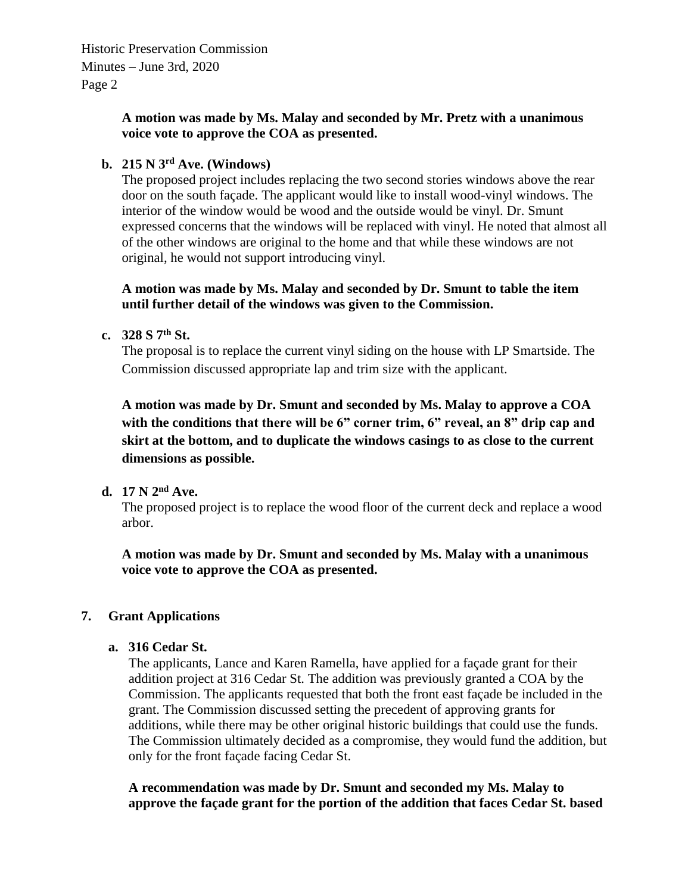**A motion was made by Ms. Malay and seconded by Mr. Pretz with a unanimous voice vote to approve the COA as presented.**

**b. 215 N 3rd Ave. (Windows)**

The proposed project includes replacing the two second stories windows above the rear door on the south façade. The applicant would like to install wood-vinyl windows. The interior of the window would be wood and the outside would be vinyl. Dr. Smunt expressed concerns that the windows will be replaced with vinyl. He noted that almost all of the other windows are original to the home and that while these windows are not original, he would not support introducing vinyl.

**A motion was made by Ms. Malay and seconded by Dr. Smunt to table the item until further detail of the windows was given to the Commission.**

**c. 328 S 7th St.**

The proposal is to replace the current vinyl siding on the house with LP Smartside. The Commission discussed appropriate lap and trim size with the applicant.

**A motion was made by Dr. Smunt and seconded by Ms. Malay to approve a COA with the conditions that there will be 6" corner trim, 6" reveal, an 8" drip cap and skirt at the bottom, and to duplicate the windows casings to as close to the current dimensions as possible.**

**d. 17 N 2nd Ave.**

The proposed project is to replace the wood floor of the current deck and replace a wood arbor.

**A motion was made by Dr. Smunt and seconded by Ms. Malay with a unanimous voice vote to approve the COA as presented.**

**7. Grant Applications**

**a. 316 Cedar St.**

The applicants, Lance and Karen Ramella, have applied for a façade grant for their addition project at 316 Cedar St. The addition was previously granted a COA by the Commission. The applicants requested that both the front east façade be included in the grant. The Commission discussed setting the precedent of approving grants for additions, while there may be other original historic buildings that could use the funds. The Commission ultimately decided as a compromise, they would fund the addition, but only for the front façade facing Cedar St.

**A recommendation was made by Dr. Smunt and seconded my Ms. Malay to approve the façade grant for the portion of the addition that faces Cedar St. based**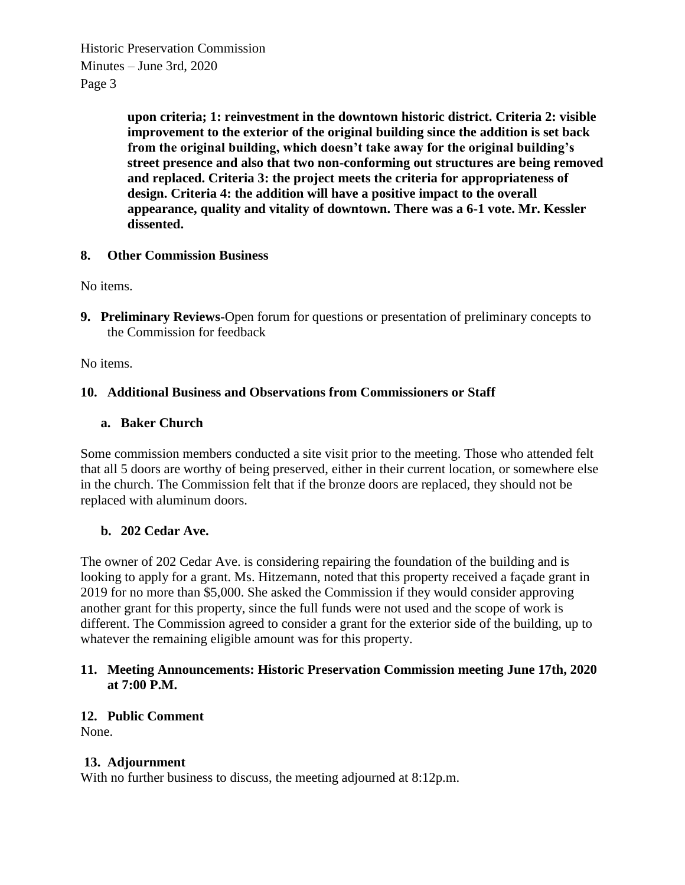**upon criteria; 1: reinvestment in the downtown historic district. Criteria 2: visible improvement to the exterior of the original building since the addition is set back from the original building, which doesn't take away for the original building's street presence and also that two non-conforming out structures are being removed and replaced. Criteria 3: the project meets the criteria for appropriateness of design. Criteria 4: the addition will have a positive impact to the overall appearance, quality and vitality of downtown. There was a 6-1 vote. Mr. Kessler dissented.**

## 8. Other Commission Business

No items.

**9. Preliminary Reviews**-Open forum for questions or presentation of preliminary concepts to the Commission for feedback

No items.

## 10. Additional Business and Observations from Commissioners or Staff

### a. Baker Church

Some commission members conducted a site visit prior to the meeting. Those who attended felt that all 5 doors are worthy of being preserved, either in their current location, or somewhere else in the church. The Commission felt that if the bronze doors are replaced, they should not be replaced with aluminum doors.

### b. 202 Cedar Ave.

The owner of 202 Cedar Ave. is considering repairing the foundation of the building and is looking to apply for a grant. Ms. Hitzemann, noted that this property received a façade grant in 2019 for no more than $5,000. She asked the Commission if they would consider approving another grant for this property, since the full funds were not used and the scope of work is different. The Commission agreed to consider a grant for the exterior side of the building, up to whatever the remaining eligible amount was for this property.

## 11. Meeting Announcements: Historic Preservation Commission meeting June 17th, 2020 at 7:00 P.M.

## 12. Public Comment

None.

## 13. Adjournment

With no further business to discuss, the meeting adjourned at 8:12p.m.